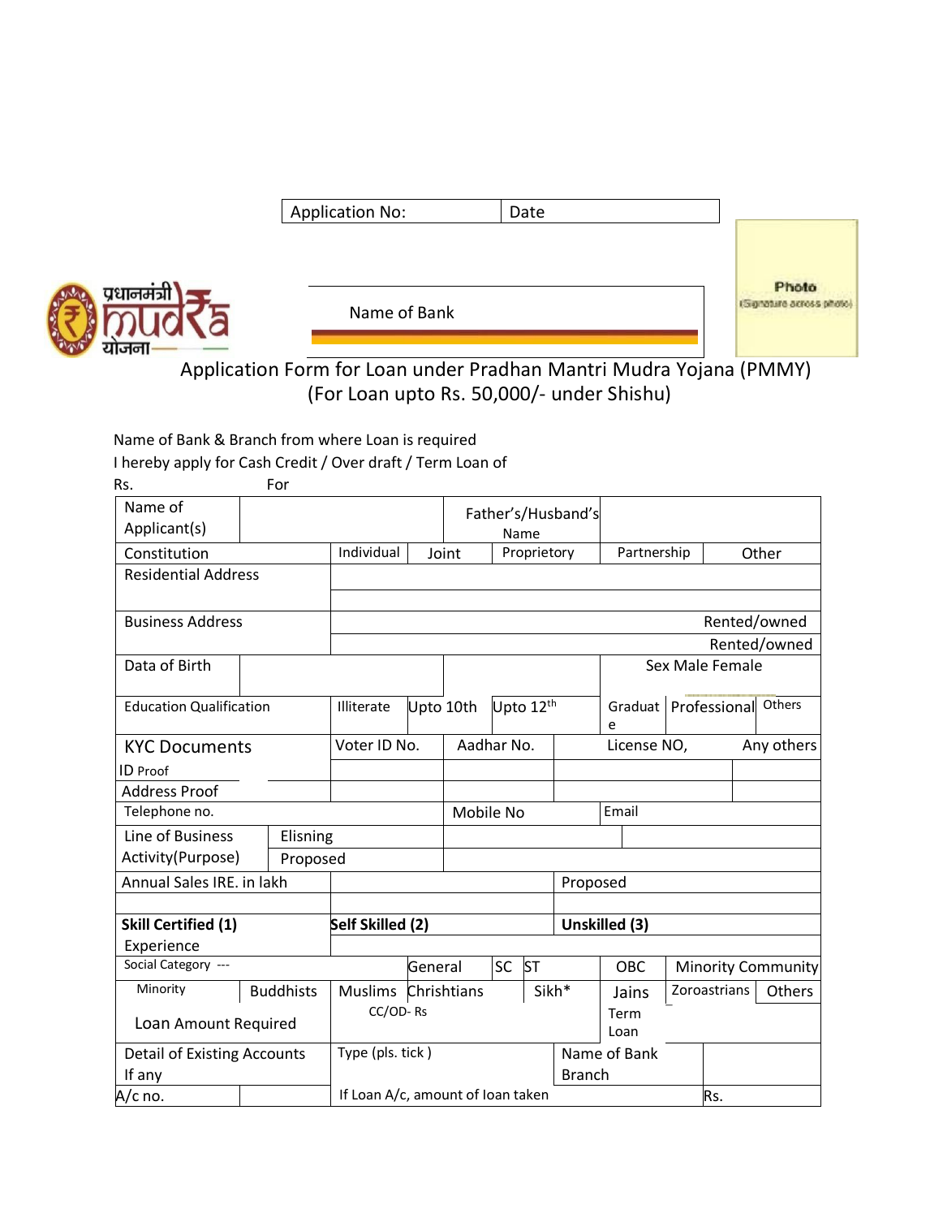| Application No: | Date |
|---|---|

Photo (Signature across photo)

प्रधानमंत्री mudra योजना

Name of Bank

# Application Form for Loan under Pradhan Mantri Mudra Yojana (PMMY)
## (For Loan upto Rs. 50,000/- under Shishu)

Name of Bank & Branch from where Loan is required

I hereby apply for Cash Credit / Over draft / Term Loan of

Rs. For

| Name of Applicant(s) | | | Father's/Husband's Name | | | | |
|---|---|---|---|---|---|---|---|
| Constitution | | Individual | Joint | Proprietory | Partnership | Other | |
| Residential Address | | | | | | | |
| | | | | | | | |
| Business Address | | | | | | Rented/owned | |
| | | | | | | Rented/owned | |
| Data of Birth | | | | | Sex Male Female | | |
| Education Qualification | | Illiterate | Upto 10th | Upto 12th | Graduate | Professional | Others |
| KYC Documents | | Voter ID No. | Aadhar No. | | License NO, | Any others | |
| ID Proof | | | | | | | |
| Address Proof | | | | | | | |
| Telephone no. | | | Mobile No | | Email | | |
| Line of Business Activity(Purpose) | Elisning | | | | | | |
| | Proposed | | | | | | |
| Annual Sales IRE. in lakh | | | | Proposed | | | |
| | | | | | | | |
| **Skill Certified (1)** | | **Self Skilled (2)** | | **Unskilled (3)** | | | |
| Experience | | | | | | | |
| Social Category --- | | | General | SC | ST | OBC | Minority Community |
| Minority | Buddhists | Muslims | Chrishtians | Sikh* | Jains | Zoroastrians | Others |
| Loan Amount Required | | CC/OD- Rs | | | Term Loan | | |
| Detail of Existing Accounts If any | | Type (pls. tick ) | | Name of Bank Branch | | | |
| A/c no. | | If Loan A/c, amount of loan taken | | | | Rs. | |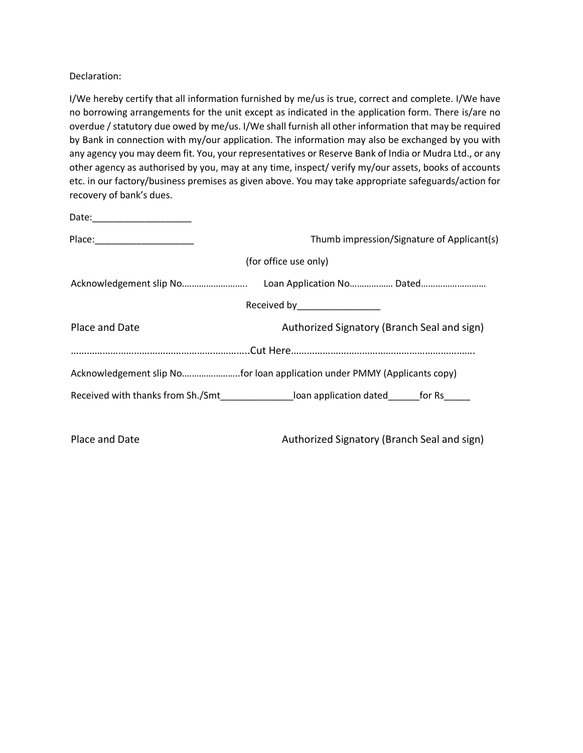Declaration:

I/We hereby certify that all information furnished by me/us is true, correct and complete. I/We have no borrowing arrangements for the unit except as indicated in the application form. There is/are no overdue / statutory due owed by me/us. I/We shall furnish all other information that may be required by Bank in connection with my/our application. The information may also be exchanged by you with any agency you may deem fit. You, your representatives or Reserve Bank of India or Mudra Ltd., or any other agency as authorised by you, may at any time, inspect/ verify my/our assets, books of accounts etc. in our factory/business premises as given above. You may take appropriate safeguards/action for recovery of bank's dues.

Date:___________________

Place:___________________ Thumb impression/Signature of Applicant(s)

(for office use only)

Acknowledgement slip No…………………….. Loan Application No……………… Dated………………………

Received by________________

Place and Date Authorized Signatory (Branch Seal and sign)

……………………………………………………………..Cut Here…………………………………………………………….

Acknowledgement slip No…………………..for loan application under PMMY (Applicants copy)

Received with thanks from Sh./Smt_____________loan application dated______for Rs_____

Place and Date Authorized Signatory (Branch Seal and sign)